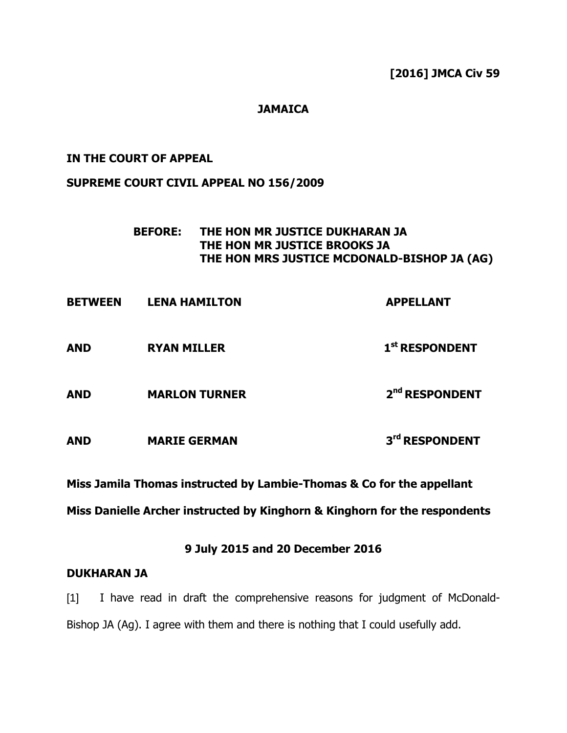**[2016] JMCA Civ 59**

**JAMAICA**

**IN THE COURT OF APPEAL**

**SUPREME COURT CIVIL APPEAL NO 156/2009**

**BEFORE: THE HON MR JUSTICE DUKHARAN JA**
**THE HON MR JUSTICE BROOKS JA**
**THE HON MRS JUSTICE MCDONALD-BISHOP JA (AG)**

| | | |
|---|---|---|
| **BETWEEN** | **LENA HAMILTON** | **APPELLANT** |
| **AND** | **RYAN MILLER** | **1st RESPONDENT** |
| **AND** | **MARLON TURNER** | **2nd RESPONDENT** |
| **AND** | **MARIE GERMAN** | **3rd RESPONDENT** |

**Miss Jamila Thomas instructed by Lambie-Thomas & Co for the appellant**

**Miss Danielle Archer instructed by Kinghorn & Kinghorn for the respondents**

**9 July 2015 and 20 December 2016**

**DUKHARAN JA**

[1] I have read in draft the comprehensive reasons for judgment of McDonald-Bishop JA (Ag). I agree with them and there is nothing that I could usefully add.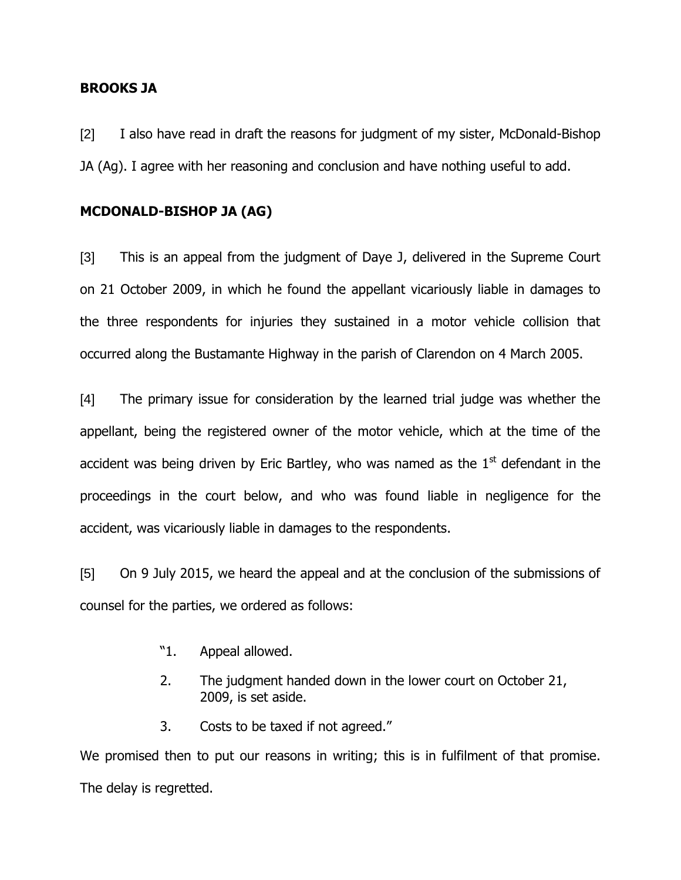**BROOKS JA**

[2] I also have read in draft the reasons for judgment of my sister, McDonald-Bishop JA (Ag). I agree with her reasoning and conclusion and have nothing useful to add.

**MCDONALD-BISHOP JA (AG)**

[3] This is an appeal from the judgment of Daye J, delivered in the Supreme Court on 21 October 2009, in which he found the appellant vicariously liable in damages to the three respondents for injuries they sustained in a motor vehicle collision that occurred along the Bustamante Highway in the parish of Clarendon on 4 March 2005.

[4] The primary issue for consideration by the learned trial judge was whether the appellant, being the registered owner of the motor vehicle, which at the time of the accident was being driven by Eric Bartley, who was named as the 1st defendant in the proceedings in the court below, and who was found liable in negligence for the accident, was vicariously liable in damages to the respondents.

[5] On 9 July 2015, we heard the appeal and at the conclusion of the submissions of counsel for the parties, we ordered as follows:

> "1. Appeal allowed.
>
> 2. The judgment handed down in the lower court on October 21, 2009, is set aside.
>
> 3. Costs to be taxed if not agreed."

We promised then to put our reasons in writing; this is in fulfilment of that promise. The delay is regretted.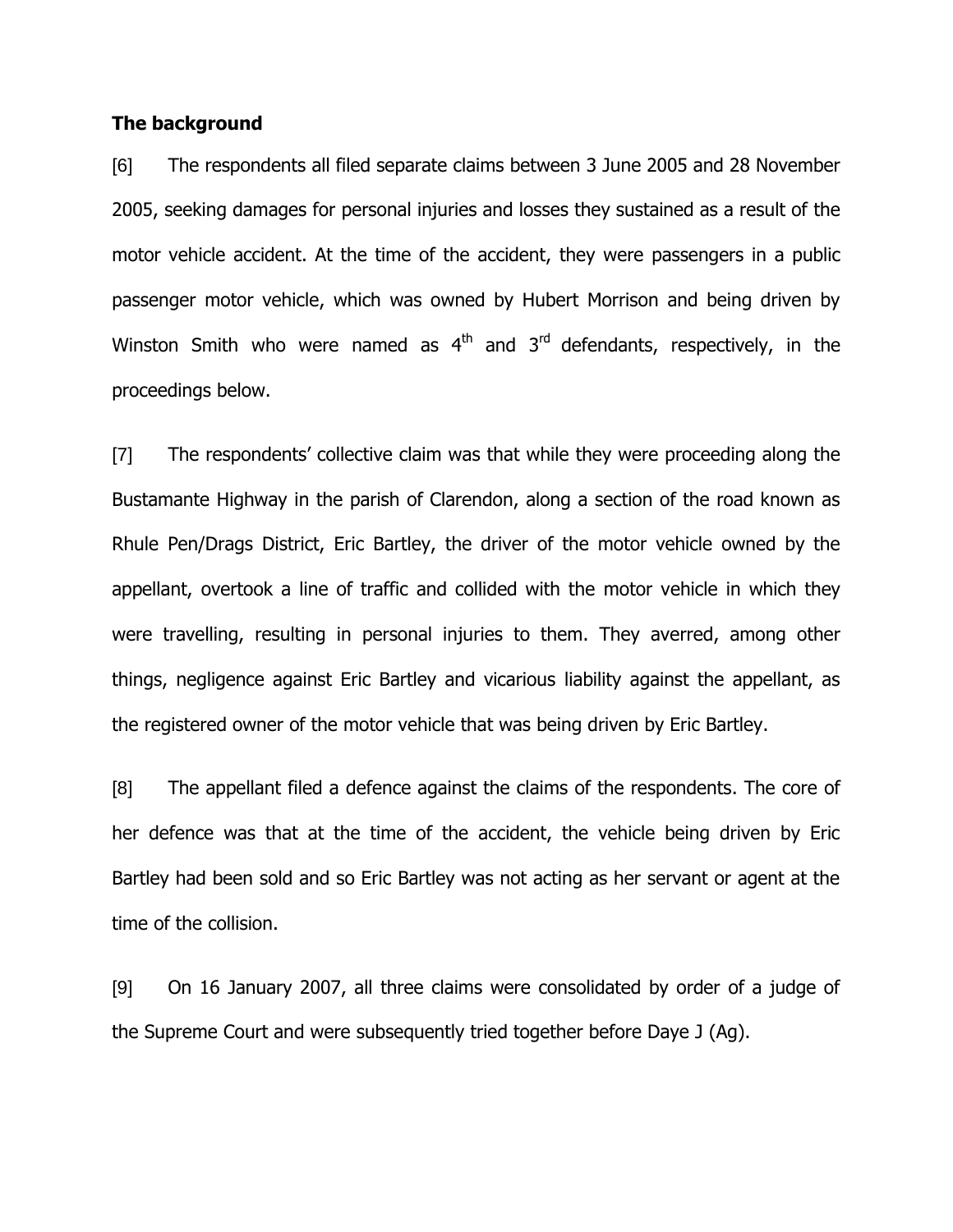**The background**

[6] The respondents all filed separate claims between 3 June 2005 and 28 November 2005, seeking damages for personal injuries and losses they sustained as a result of the motor vehicle accident. At the time of the accident, they were passengers in a public passenger motor vehicle, which was owned by Hubert Morrison and being driven by Winston Smith who were named as 4th and 3rd defendants, respectively, in the proceedings below.

[7] The respondents' collective claim was that while they were proceeding along the Bustamante Highway in the parish of Clarendon, along a section of the road known as Rhule Pen/Drags District, Eric Bartley, the driver of the motor vehicle owned by the appellant, overtook a line of traffic and collided with the motor vehicle in which they were travelling, resulting in personal injuries to them. They averred, among other things, negligence against Eric Bartley and vicarious liability against the appellant, as the registered owner of the motor vehicle that was being driven by Eric Bartley.

[8] The appellant filed a defence against the claims of the respondents. The core of her defence was that at the time of the accident, the vehicle being driven by Eric Bartley had been sold and so Eric Bartley was not acting as her servant or agent at the time of the collision.

[9] On 16 January 2007, all three claims were consolidated by order of a judge of the Supreme Court and were subsequently tried together before Daye J (Ag).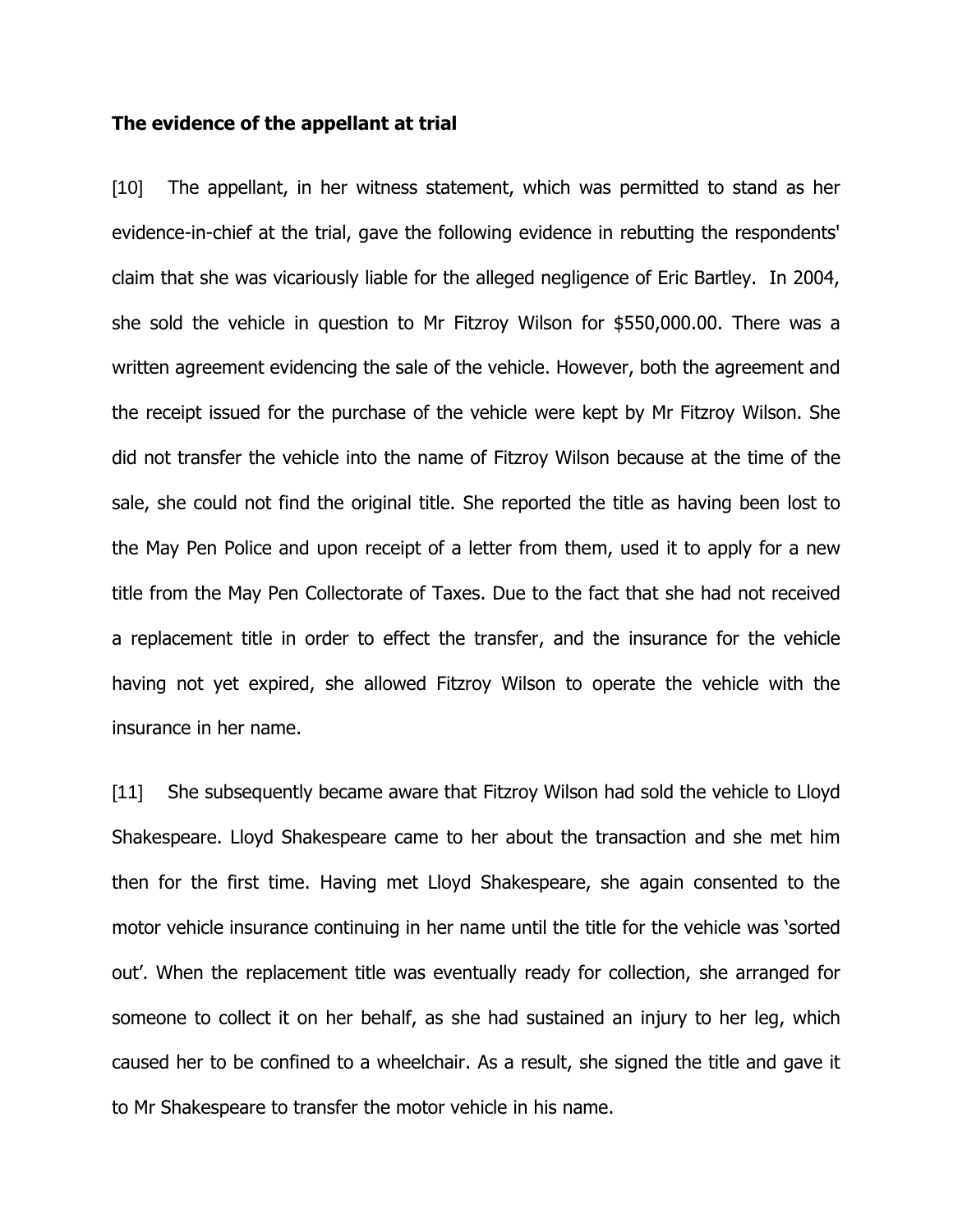**The evidence of the appellant at trial**

[10] The appellant, in her witness statement, which was permitted to stand as her evidence-in-chief at the trial, gave the following evidence in rebutting the respondents' claim that she was vicariously liable for the alleged negligence of Eric Bartley. In 2004, she sold the vehicle in question to Mr Fitzroy Wilson for $550,000.00. There was a written agreement evidencing the sale of the vehicle. However, both the agreement and the receipt issued for the purchase of the vehicle were kept by Mr Fitzroy Wilson. She did not transfer the vehicle into the name of Fitzroy Wilson because at the time of the sale, she could not find the original title. She reported the title as having been lost to the May Pen Police and upon receipt of a letter from them, used it to apply for a new title from the May Pen Collectorate of Taxes. Due to the fact that she had not received a replacement title in order to effect the transfer, and the insurance for the vehicle having not yet expired, she allowed Fitzroy Wilson to operate the vehicle with the insurance in her name.

[11] She subsequently became aware that Fitzroy Wilson had sold the vehicle to Lloyd Shakespeare. Lloyd Shakespeare came to her about the transaction and she met him then for the first time. Having met Lloyd Shakespeare, she again consented to the motor vehicle insurance continuing in her name until the title for the vehicle was 'sorted out'. When the replacement title was eventually ready for collection, she arranged for someone to collect it on her behalf, as she had sustained an injury to her leg, which caused her to be confined to a wheelchair. As a result, she signed the title and gave it to Mr Shakespeare to transfer the motor vehicle in his name.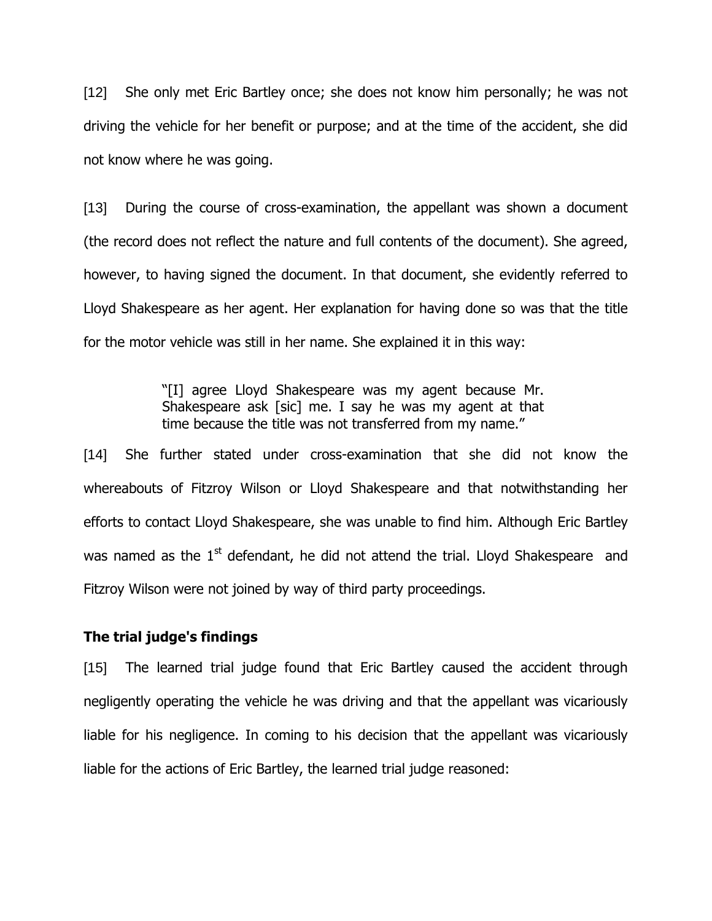[12] She only met Eric Bartley once; she does not know him personally; he was not driving the vehicle for her benefit or purpose; and at the time of the accident, she did not know where he was going.

[13] During the course of cross-examination, the appellant was shown a document (the record does not reflect the nature and full contents of the document). She agreed, however, to having signed the document. In that document, she evidently referred to Lloyd Shakespeare as her agent. Her explanation for having done so was that the title for the motor vehicle was still in her name. She explained it in this way:

> "[I] agree Lloyd Shakespeare was my agent because Mr. Shakespeare ask [sic] me. I say he was my agent at that time because the title was not transferred from my name."

[14] She further stated under cross-examination that she did not know the whereabouts of Fitzroy Wilson or Lloyd Shakespeare and that notwithstanding her efforts to contact Lloyd Shakespeare, she was unable to find him. Although Eric Bartley was named as the 1st defendant, he did not attend the trial. Lloyd Shakespeare and Fitzroy Wilson were not joined by way of third party proceedings.

**The trial judge's findings**

[15] The learned trial judge found that Eric Bartley caused the accident through negligently operating the vehicle he was driving and that the appellant was vicariously liable for his negligence. In coming to his decision that the appellant was vicariously liable for the actions of Eric Bartley, the learned trial judge reasoned: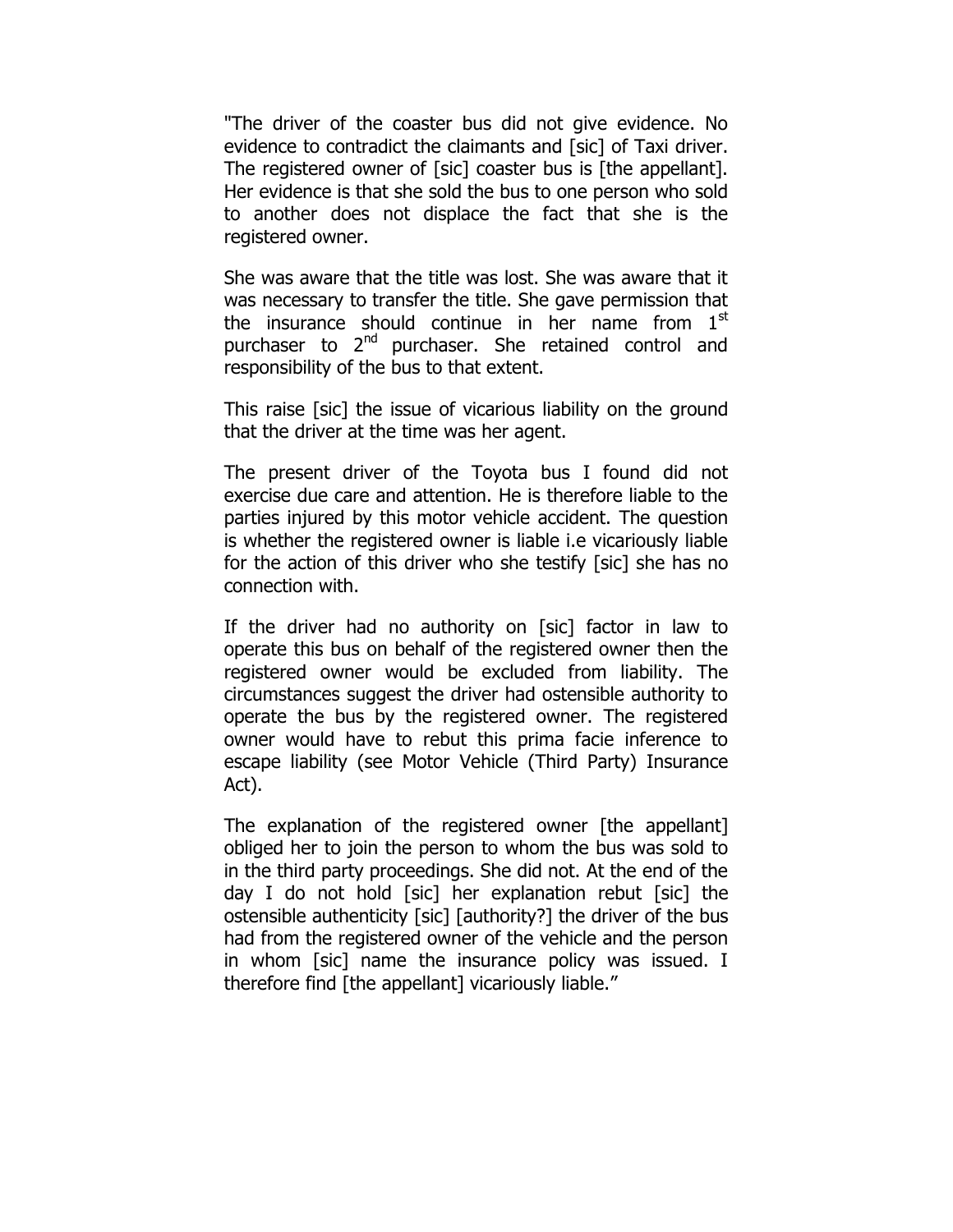"The driver of the coaster bus did not give evidence. No evidence to contradict the claimants and [sic] of Taxi driver. The registered owner of [sic] coaster bus is [the appellant]. Her evidence is that she sold the bus to one person who sold to another does not displace the fact that she is the registered owner.

She was aware that the title was lost. She was aware that it was necessary to transfer the title. She gave permission that the insurance should continue in her name from 1st purchaser to 2nd purchaser. She retained control and responsibility of the bus to that extent.

This raise [sic] the issue of vicarious liability on the ground that the driver at the time was her agent.

The present driver of the Toyota bus I found did not exercise due care and attention. He is therefore liable to the parties injured by this motor vehicle accident. The question is whether the registered owner is liable i.e vicariously liable for the action of this driver who she testify [sic] she has no connection with.

If the driver had no authority on [sic] factor in law to operate this bus on behalf of the registered owner then the registered owner would be excluded from liability. The circumstances suggest the driver had ostensible authority to operate the bus by the registered owner. The registered owner would have to rebut this prima facie inference to escape liability (see Motor Vehicle (Third Party) Insurance Act).

The explanation of the registered owner [the appellant] obliged her to join the person to whom the bus was sold to in the third party proceedings. She did not. At the end of the day I do not hold [sic] her explanation rebut [sic] the ostensible authenticity [sic] [authority?] the driver of the bus had from the registered owner of the vehicle and the person in whom [sic] name the insurance policy was issued. I therefore find [the appellant] vicariously liable."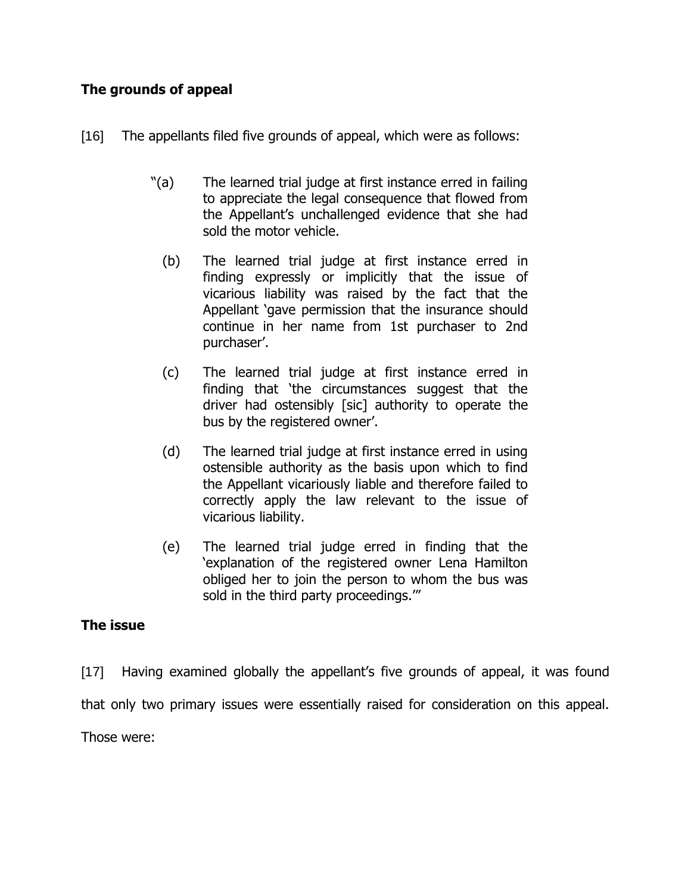**The grounds of appeal**

[16] The appellants filed five grounds of appeal, which were as follows:

> "(a) The learned trial judge at first instance erred in failing to appreciate the legal consequence that flowed from the Appellant's unchallenged evidence that she had sold the motor vehicle.
>
> (b) The learned trial judge at first instance erred in finding expressly or implicitly that the issue of vicarious liability was raised by the fact that the Appellant 'gave permission that the insurance should continue in her name from 1st purchaser to 2nd purchaser'.
>
> (c) The learned trial judge at first instance erred in finding that 'the circumstances suggest that the driver had ostensibly [sic] authority to operate the bus by the registered owner'.
>
> (d) The learned trial judge at first instance erred in using ostensible authority as the basis upon which to find the Appellant vicariously liable and therefore failed to correctly apply the law relevant to the issue of vicarious liability.
>
> (e) The learned trial judge erred in finding that the 'explanation of the registered owner Lena Hamilton obliged her to join the person to whom the bus was sold in the third party proceedings.'"

**The issue**

[17] Having examined globally the appellant's five grounds of appeal, it was found that only two primary issues were essentially raised for consideration on this appeal. Those were: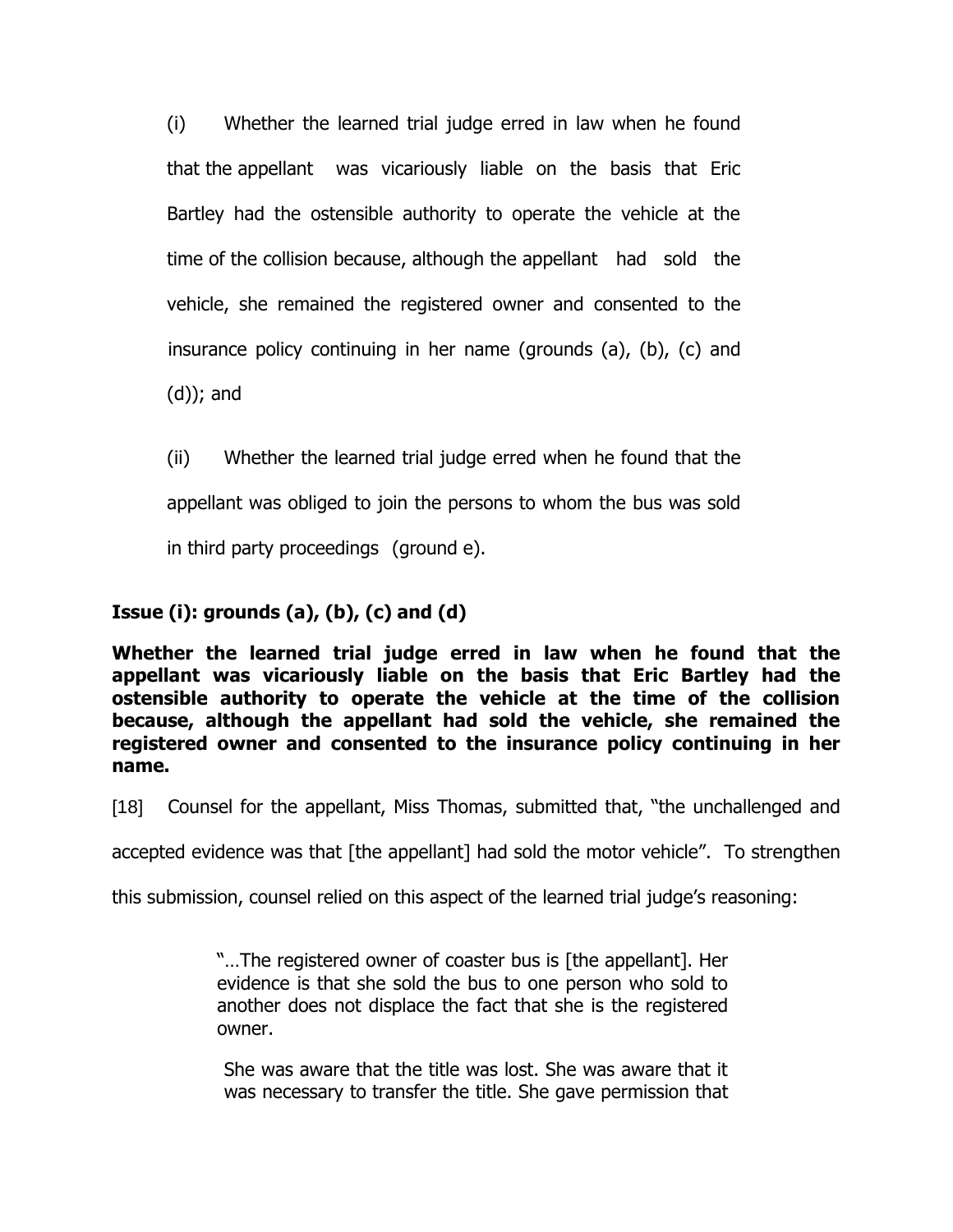(i) Whether the learned trial judge erred in law when he found that the appellant was vicariously liable on the basis that Eric Bartley had the ostensible authority to operate the vehicle at the time of the collision because, although the appellant had sold the vehicle, she remained the registered owner and consented to the insurance policy continuing in her name (grounds (a), (b), (c) and (d)); and

(ii) Whether the learned trial judge erred when he found that the appellant was obliged to join the persons to whom the bus was sold in third party proceedings (ground e).

**Issue (i): grounds (a), (b), (c) and (d)**

**Whether the learned trial judge erred in law when he found that the appellant was vicariously liable on the basis that Eric Bartley had the ostensible authority to operate the vehicle at the time of the collision because, although the appellant had sold the vehicle, she remained the registered owner and consented to the insurance policy continuing in her name.**

[18] Counsel for the appellant, Miss Thomas, submitted that, "the unchallenged and accepted evidence was that [the appellant] had sold the motor vehicle". To strengthen this submission, counsel relied on this aspect of the learned trial judge's reasoning:

> "…The registered owner of coaster bus is [the appellant]. Her evidence is that she sold the bus to one person who sold to another does not displace the fact that she is the registered owner.
>
> She was aware that the title was lost. She was aware that it was necessary to transfer the title. She gave permission that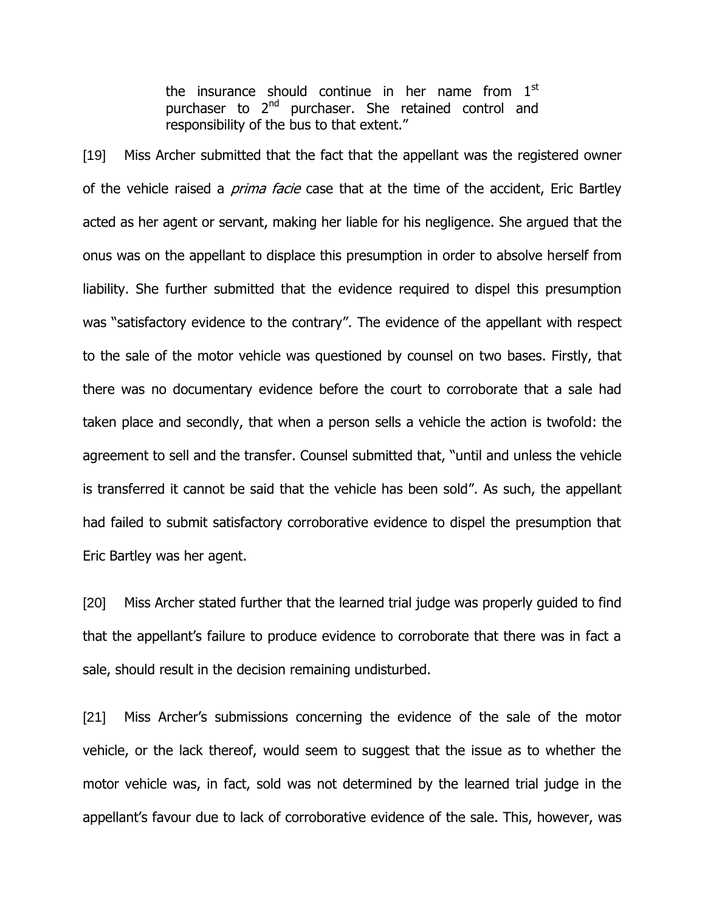> the insurance should continue in her name from 1st purchaser to 2nd purchaser. She retained control and responsibility of the bus to that extent."

[19] Miss Archer submitted that the fact that the appellant was the registered owner of the vehicle raised a *prima facie* case that at the time of the accident, Eric Bartley acted as her agent or servant, making her liable for his negligence. She argued that the onus was on the appellant to displace this presumption in order to absolve herself from liability. She further submitted that the evidence required to dispel this presumption was "satisfactory evidence to the contrary". The evidence of the appellant with respect to the sale of the motor vehicle was questioned by counsel on two bases. Firstly, that there was no documentary evidence before the court to corroborate that a sale had taken place and secondly, that when a person sells a vehicle the action is twofold: the agreement to sell and the transfer. Counsel submitted that, "until and unless the vehicle is transferred it cannot be said that the vehicle has been sold". As such, the appellant had failed to submit satisfactory corroborative evidence to dispel the presumption that Eric Bartley was her agent.

[20] Miss Archer stated further that the learned trial judge was properly guided to find that the appellant's failure to produce evidence to corroborate that there was in fact a sale, should result in the decision remaining undisturbed.

[21] Miss Archer's submissions concerning the evidence of the sale of the motor vehicle, or the lack thereof, would seem to suggest that the issue as to whether the motor vehicle was, in fact, sold was not determined by the learned trial judge in the appellant's favour due to lack of corroborative evidence of the sale. This, however, was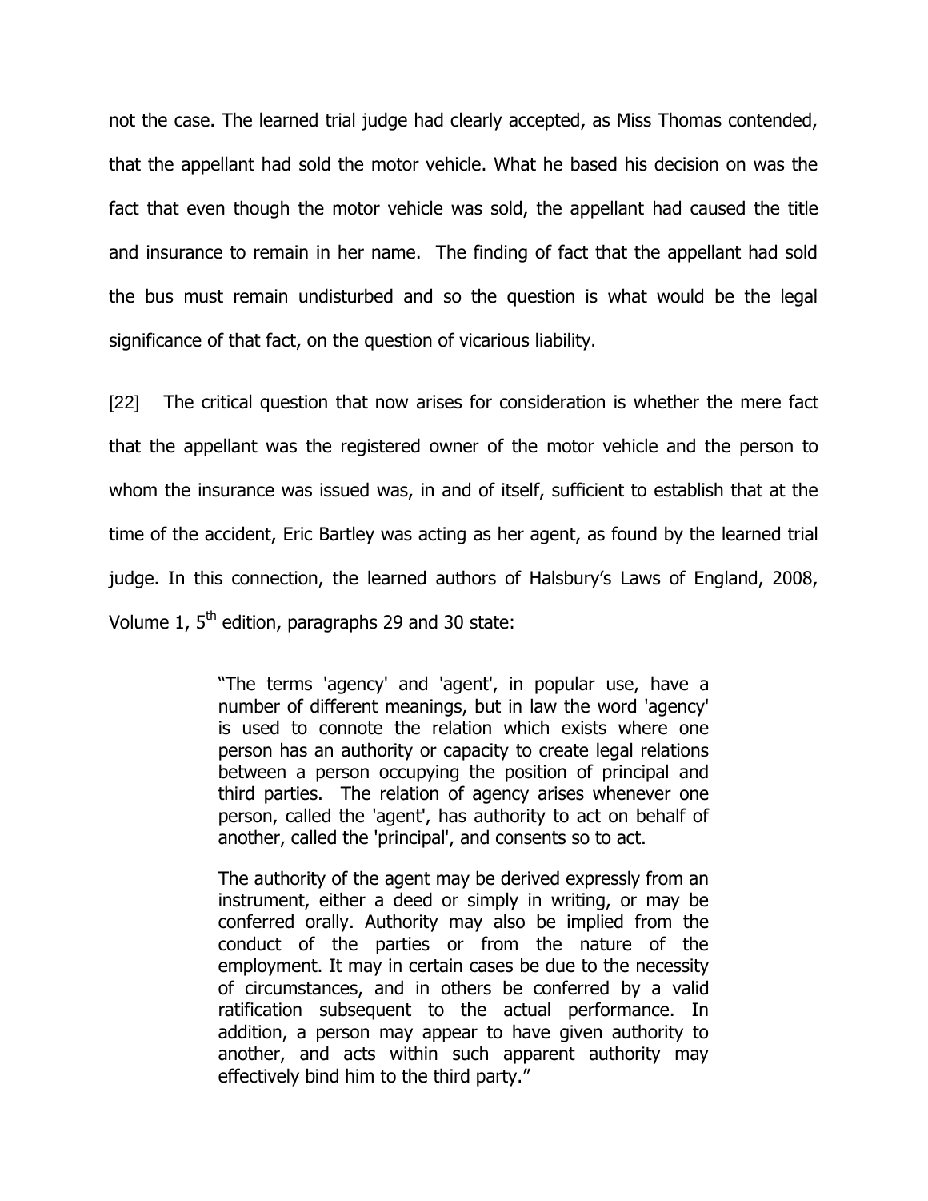not the case. The learned trial judge had clearly accepted, as Miss Thomas contended, that the appellant had sold the motor vehicle. What he based his decision on was the fact that even though the motor vehicle was sold, the appellant had caused the title and insurance to remain in her name. The finding of fact that the appellant had sold the bus must remain undisturbed and so the question is what would be the legal significance of that fact, on the question of vicarious liability.

[22] The critical question that now arises for consideration is whether the mere fact that the appellant was the registered owner of the motor vehicle and the person to whom the insurance was issued was, in and of itself, sufficient to establish that at the time of the accident, Eric Bartley was acting as her agent, as found by the learned trial judge. In this connection, the learned authors of Halsbury's Laws of England, 2008, Volume 1, 5th edition, paragraphs 29 and 30 state:

> "The terms 'agency' and 'agent', in popular use, have a number of different meanings, but in law the word 'agency' is used to connote the relation which exists where one person has an authority or capacity to create legal relations between a person occupying the position of principal and third parties. The relation of agency arises whenever one person, called the 'agent', has authority to act on behalf of another, called the 'principal', and consents so to act.
>
> The authority of the agent may be derived expressly from an instrument, either a deed or simply in writing, or may be conferred orally. Authority may also be implied from the conduct of the parties or from the nature of the employment. It may in certain cases be due to the necessity of circumstances, and in others be conferred by a valid ratification subsequent to the actual performance. In addition, a person may appear to have given authority to another, and acts within such apparent authority may effectively bind him to the third party."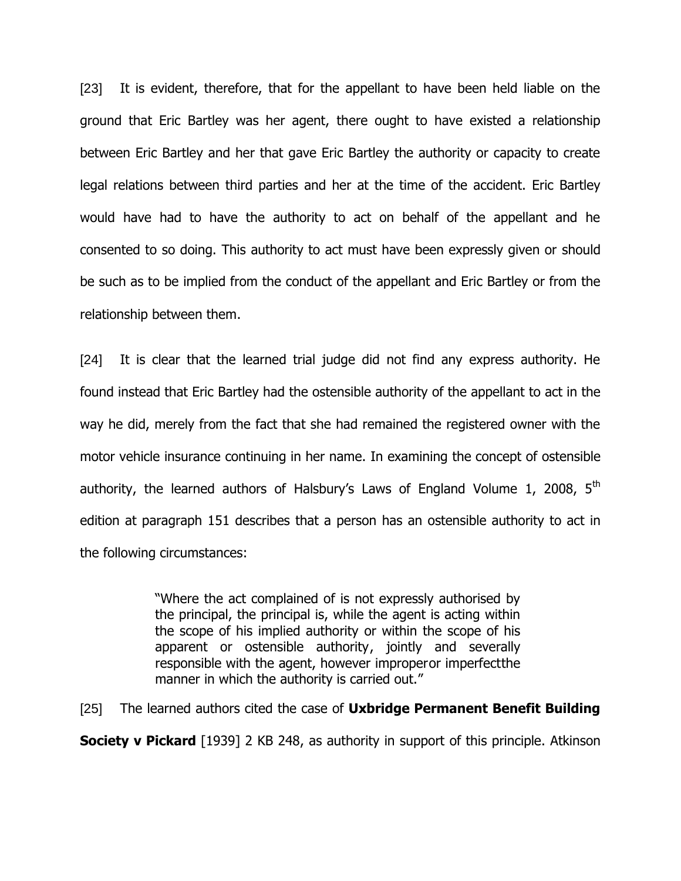[23] It is evident, therefore, that for the appellant to have been held liable on the ground that Eric Bartley was her agent, there ought to have existed a relationship between Eric Bartley and her that gave Eric Bartley the authority or capacity to create legal relations between third parties and her at the time of the accident. Eric Bartley would have had to have the authority to act on behalf of the appellant and he consented to so doing. This authority to act must have been expressly given or should be such as to be implied from the conduct of the appellant and Eric Bartley or from the relationship between them.

[24] It is clear that the learned trial judge did not find any express authority. He found instead that Eric Bartley had the ostensible authority of the appellant to act in the way he did, merely from the fact that she had remained the registered owner with the motor vehicle insurance continuing in her name. In examining the concept of ostensible authority, the learned authors of Halsbury's Laws of England Volume 1, 2008, 5th edition at paragraph 151 describes that a person has an ostensible authority to act in the following circumstances:

> "Where the act complained of is not expressly authorised by the principal, the principal is, while the agent is acting within the scope of his implied authority or within the scope of his apparent or ostensible authority, jointly and severally responsible with the agent, however improperor imperfectthe manner in which the authority is carried out."

[25] The learned authors cited the case of **Uxbridge Permanent Benefit Building Society v Pickard** [1939] 2 KB 248, as authority in support of this principle. Atkinson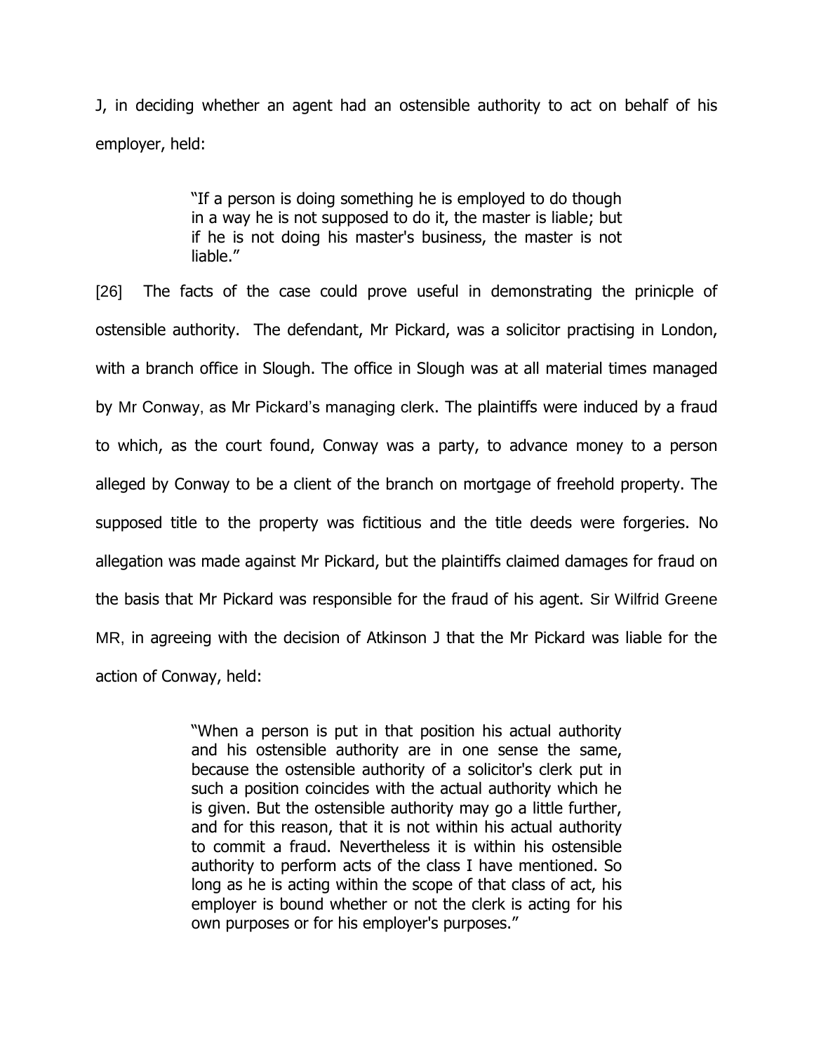J, in deciding whether an agent had an ostensible authority to act on behalf of his employer, held:

> "If a person is doing something he is employed to do though in a way he is not supposed to do it, the master is liable; but if he is not doing his master's business, the master is not liable."

[26] The facts of the case could prove useful in demonstrating the prinicple of ostensible authority. The defendant, Mr Pickard, was a solicitor practising in London, with a branch office in Slough. The office in Slough was at all material times managed by Mr Conway, as Mr Pickard's managing clerk. The plaintiffs were induced by a fraud to which, as the court found, Conway was a party, to advance money to a person alleged by Conway to be a client of the branch on mortgage of freehold property. The supposed title to the property was fictitious and the title deeds were forgeries. No allegation was made against Mr Pickard, but the plaintiffs claimed damages for fraud on the basis that Mr Pickard was responsible for the fraud of his agent. Sir Wilfrid Greene MR, in agreeing with the decision of Atkinson J that the Mr Pickard was liable for the action of Conway, held:

> "When a person is put in that position his actual authority and his ostensible authority are in one sense the same, because the ostensible authority of a solicitor's clerk put in such a position coincides with the actual authority which he is given. But the ostensible authority may go a little further, and for this reason, that it is not within his actual authority to commit a fraud. Nevertheless it is within his ostensible authority to perform acts of the class I have mentioned. So long as he is acting within the scope of that class of act, his employer is bound whether or not the clerk is acting for his own purposes or for his employer's purposes."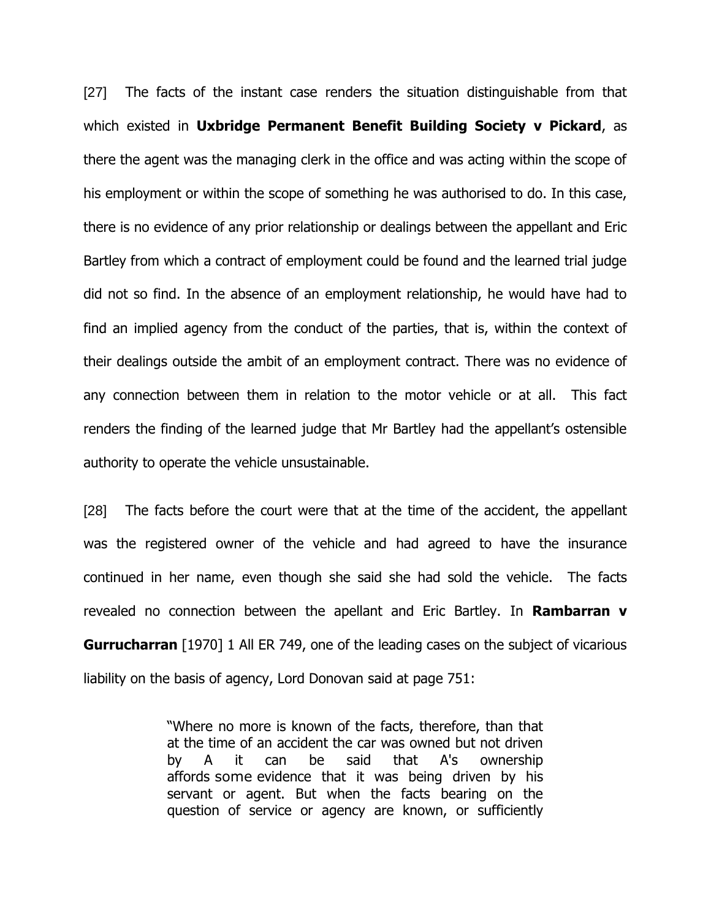[27] The facts of the instant case renders the situation distinguishable from that which existed in **Uxbridge Permanent Benefit Building Society v Pickard**, as there the agent was the managing clerk in the office and was acting within the scope of his employment or within the scope of something he was authorised to do. In this case, there is no evidence of any prior relationship or dealings between the appellant and Eric Bartley from which a contract of employment could be found and the learned trial judge did not so find. In the absence of an employment relationship, he would have had to find an implied agency from the conduct of the parties, that is, within the context of their dealings outside the ambit of an employment contract. There was no evidence of any connection between them in relation to the motor vehicle or at all. This fact renders the finding of the learned judge that Mr Bartley had the appellant's ostensible authority to operate the vehicle unsustainable.

[28] The facts before the court were that at the time of the accident, the appellant was the registered owner of the vehicle and had agreed to have the insurance continued in her name, even though she said she had sold the vehicle. The facts revealed no connection between the appellant and Eric Bartley. In **Rambarran v Gurrucharran** [1970] 1 All ER 749, one of the leading cases on the subject of vicarious liability on the basis of agency, Lord Donovan said at page 751:

> "Where no more is known of the facts, therefore, than that at the time of an accident the car was owned but not driven by A it can be said that A's ownership affords some evidence that it was being driven by his servant or agent. But when the facts bearing on the question of service or agency are known, or sufficiently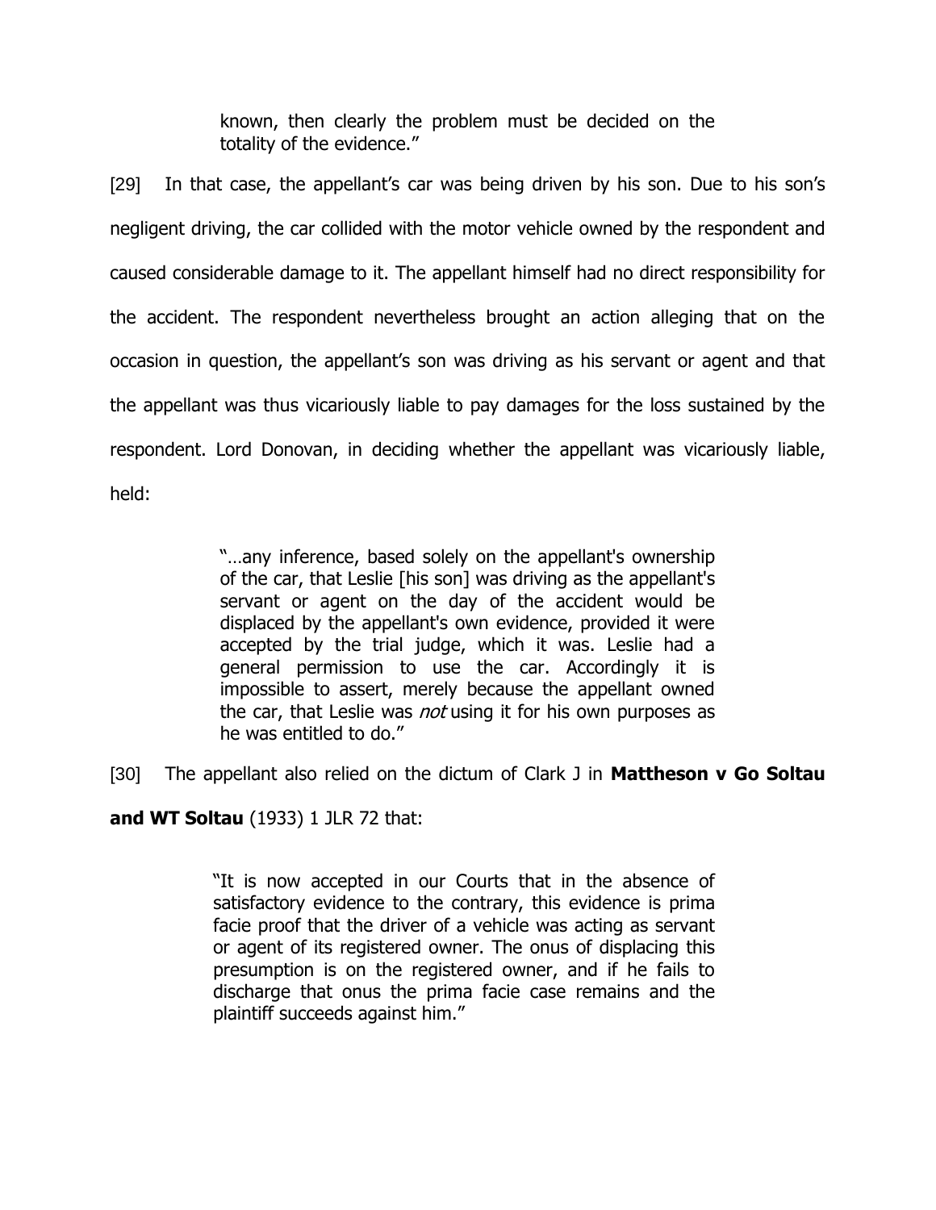> known, then clearly the problem must be decided on the totality of the evidence."

[29] In that case, the appellant's car was being driven by his son. Due to his son's negligent driving, the car collided with the motor vehicle owned by the respondent and caused considerable damage to it. The appellant himself had no direct responsibility for the accident. The respondent nevertheless brought an action alleging that on the occasion in question, the appellant's son was driving as his servant or agent and that the appellant was thus vicariously liable to pay damages for the loss sustained by the respondent. Lord Donovan, in deciding whether the appellant was vicariously liable, held:

> "…any inference, based solely on the appellant's ownership of the car, that Leslie [his son] was driving as the appellant's servant or agent on the day of the accident would be displaced by the appellant's own evidence, provided it were accepted by the trial judge, which it was. Leslie had a general permission to use the car. Accordingly it is impossible to assert, merely because the appellant owned the car, that Leslie was *not* using it for his own purposes as he was entitled to do."

[30] The appellant also relied on the dictum of Clark J in **Mattheson v Go Soltau and WT Soltau** (1933) 1 JLR 72 that:

> "It is now accepted in our Courts that in the absence of satisfactory evidence to the contrary, this evidence is prima facie proof that the driver of a vehicle was acting as servant or agent of its registered owner. The onus of displacing this presumption is on the registered owner, and if he fails to discharge that onus the prima facie case remains and the plaintiff succeeds against him."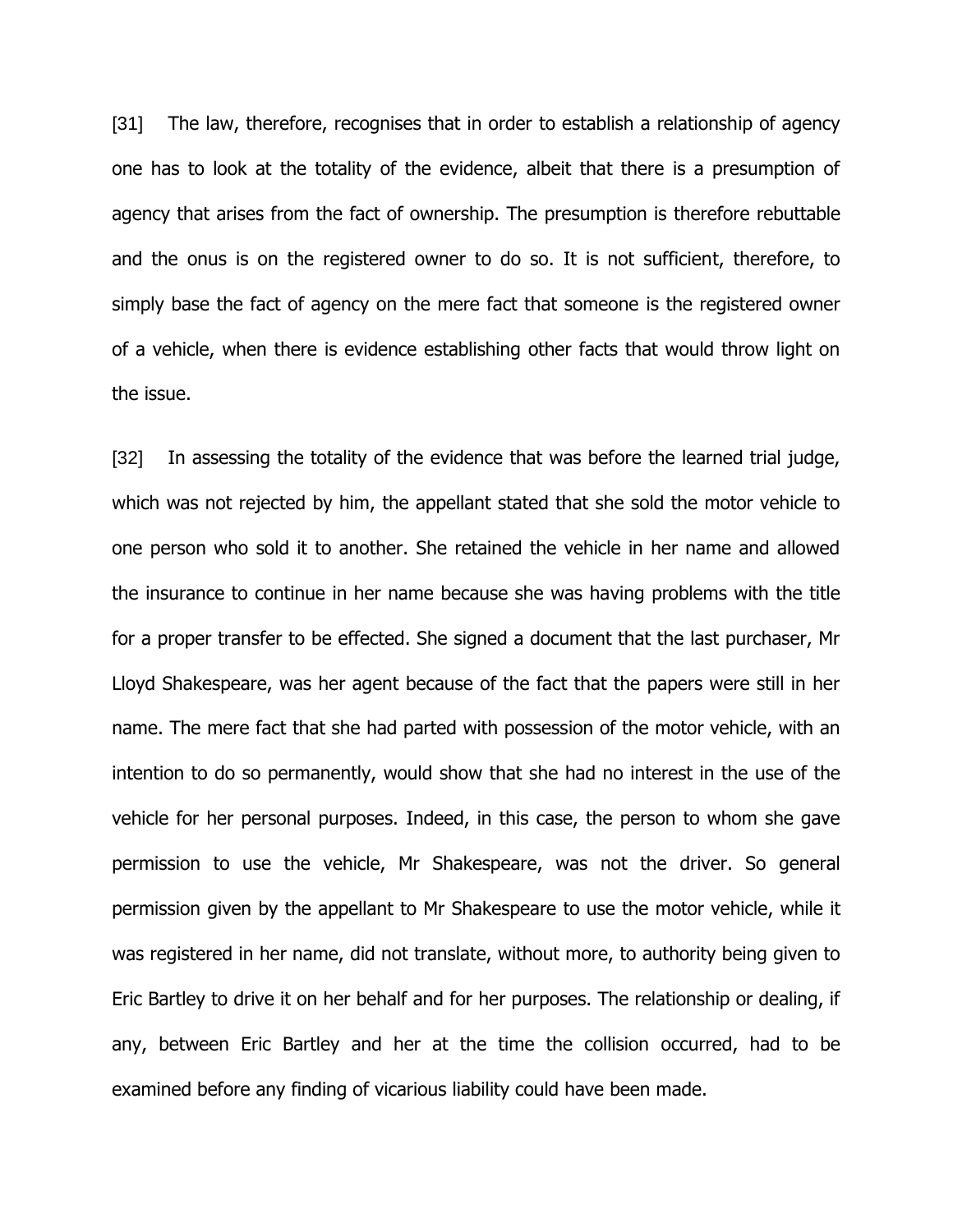[31] The law, therefore, recognises that in order to establish a relationship of agency one has to look at the totality of the evidence, albeit that there is a presumption of agency that arises from the fact of ownership. The presumption is therefore rebuttable and the onus is on the registered owner to do so. It is not sufficient, therefore, to simply base the fact of agency on the mere fact that someone is the registered owner of a vehicle, when there is evidence establishing other facts that would throw light on the issue.

[32] In assessing the totality of the evidence that was before the learned trial judge, which was not rejected by him, the appellant stated that she sold the motor vehicle to one person who sold it to another. She retained the vehicle in her name and allowed the insurance to continue in her name because she was having problems with the title for a proper transfer to be effected. She signed a document that the last purchaser, Mr Lloyd Shakespeare, was her agent because of the fact that the papers were still in her name. The mere fact that she had parted with possession of the motor vehicle, with an intention to do so permanently, would show that she had no interest in the use of the vehicle for her personal purposes. Indeed, in this case, the person to whom she gave permission to use the vehicle, Mr Shakespeare, was not the driver. So general permission given by the appellant to Mr Shakespeare to use the motor vehicle, while it was registered in her name, did not translate, without more, to authority being given to Eric Bartley to drive it on her behalf and for her purposes. The relationship or dealing, if any, between Eric Bartley and her at the time the collision occurred, had to be examined before any finding of vicarious liability could have been made.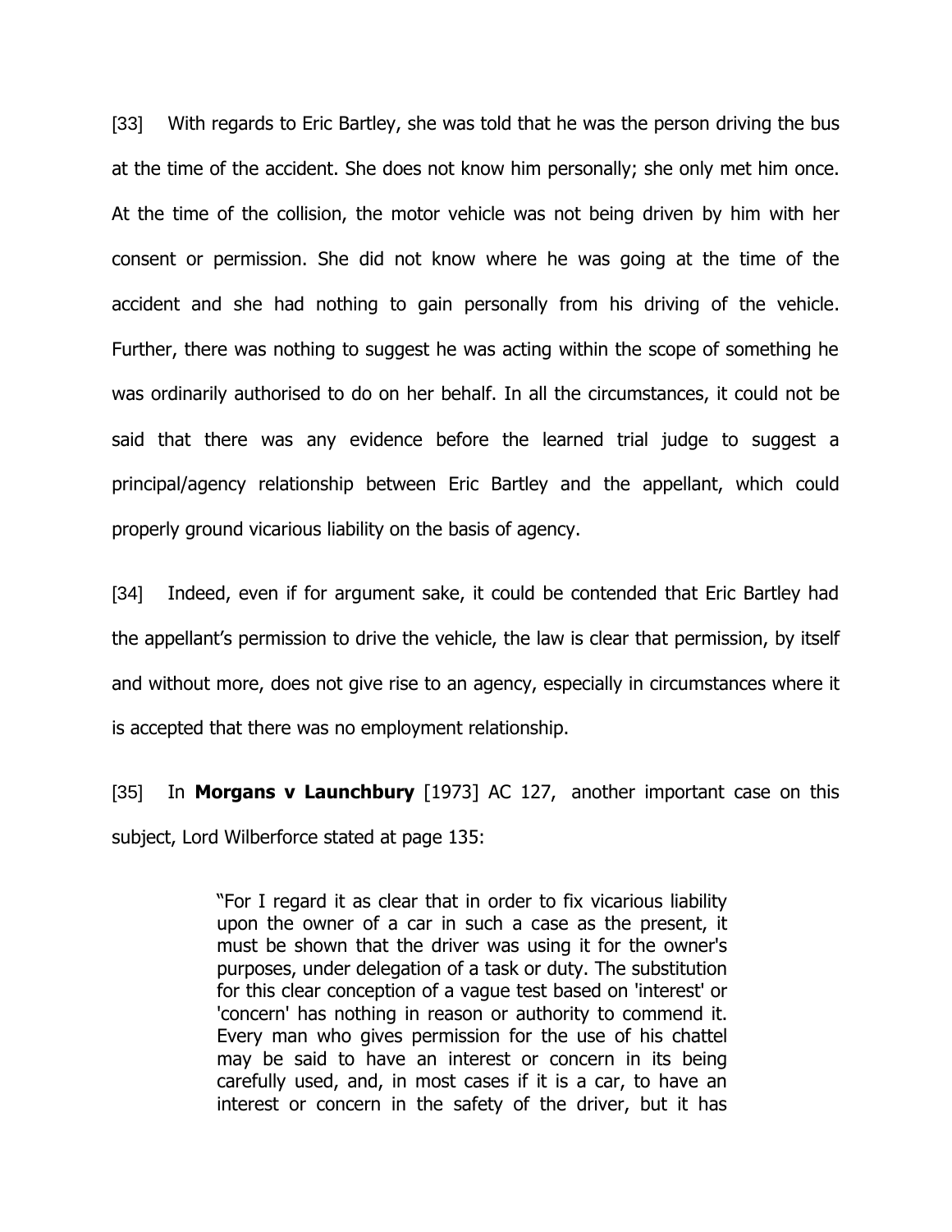[33] With regards to Eric Bartley, she was told that he was the person driving the bus at the time of the accident. She does not know him personally; she only met him once. At the time of the collision, the motor vehicle was not being driven by him with her consent or permission. She did not know where he was going at the time of the accident and she had nothing to gain personally from his driving of the vehicle. Further, there was nothing to suggest he was acting within the scope of something he was ordinarily authorised to do on her behalf. In all the circumstances, it could not be said that there was any evidence before the learned trial judge to suggest a principal/agency relationship between Eric Bartley and the appellant, which could properly ground vicarious liability on the basis of agency.

[34] Indeed, even if for argument sake, it could be contended that Eric Bartley had the appellant's permission to drive the vehicle, the law is clear that permission, by itself and without more, does not give rise to an agency, especially in circumstances where it is accepted that there was no employment relationship.

[35] In **Morgans v Launchbury** [1973] AC 127, another important case on this subject, Lord Wilberforce stated at page 135:

> "For I regard it as clear that in order to fix vicarious liability upon the owner of a car in such a case as the present, it must be shown that the driver was using it for the owner's purposes, under delegation of a task or duty. The substitution for this clear conception of a vague test based on 'interest' or 'concern' has nothing in reason or authority to commend it. Every man who gives permission for the use of his chattel may be said to have an interest or concern in its being carefully used, and, in most cases if it is a car, to have an interest or concern in the safety of the driver, but it has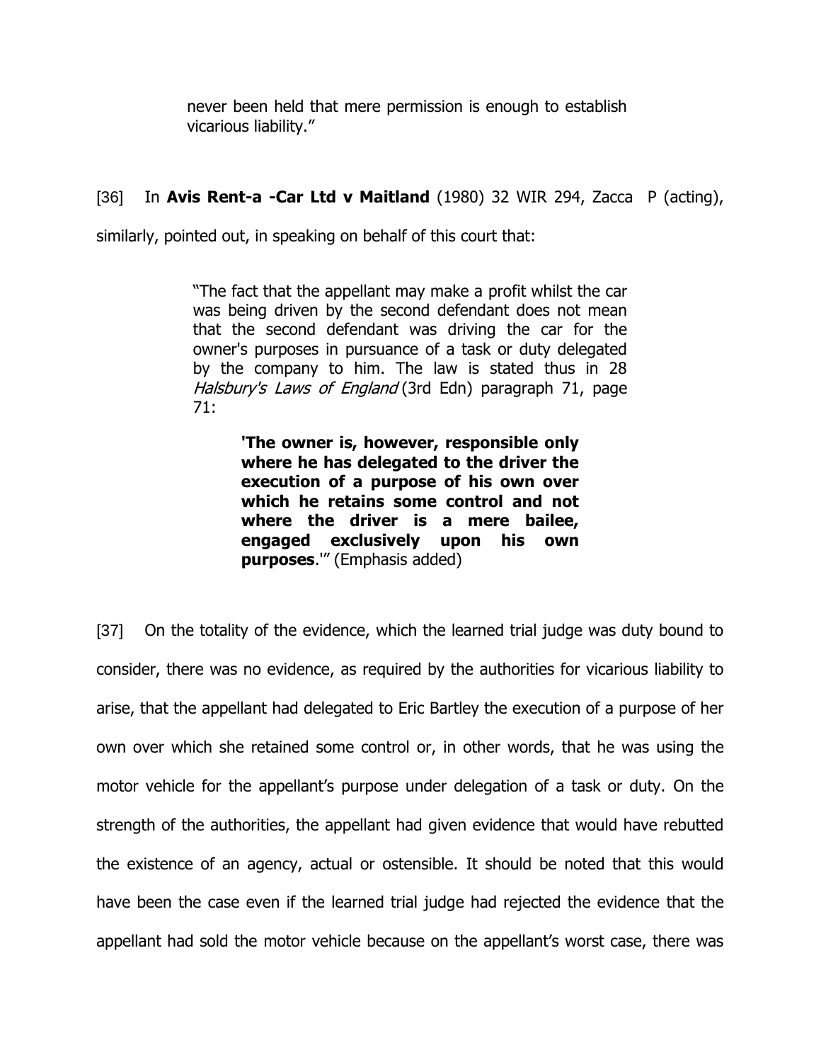> never been held that mere permission is enough to establish vicarious liability."

[36] In **Avis Rent-a -Car Ltd v Maitland** (1980) 32 WIR 294, Zacca P (acting), similarly, pointed out, in speaking on behalf of this court that:

> "The fact that the appellant may make a profit whilst the car was being driven by the second defendant does not mean that the second defendant was driving the car for the owner's purposes in pursuance of a task or duty delegated by the company to him. The law is stated thus in 28 *Halsbury's Laws of England* (3rd Edn) paragraph 71, page 71:
>
> > **'The owner is, however, responsible only where he has delegated to the driver the execution of a purpose of his own over which he retains some control and not where the driver is a mere bailee, engaged exclusively upon his own purposes**.'" (Emphasis added)

[37] On the totality of the evidence, which the learned trial judge was duty bound to consider, there was no evidence, as required by the authorities for vicarious liability to arise, that the appellant had delegated to Eric Bartley the execution of a purpose of her own over which she retained some control or, in other words, that he was using the motor vehicle for the appellant's purpose under delegation of a task or duty. On the strength of the authorities, the appellant had given evidence that would have rebutted the existence of an agency, actual or ostensible. It should be noted that this would have been the case even if the learned trial judge had rejected the evidence that the appellant had sold the motor vehicle because on the appellant's worst case, there was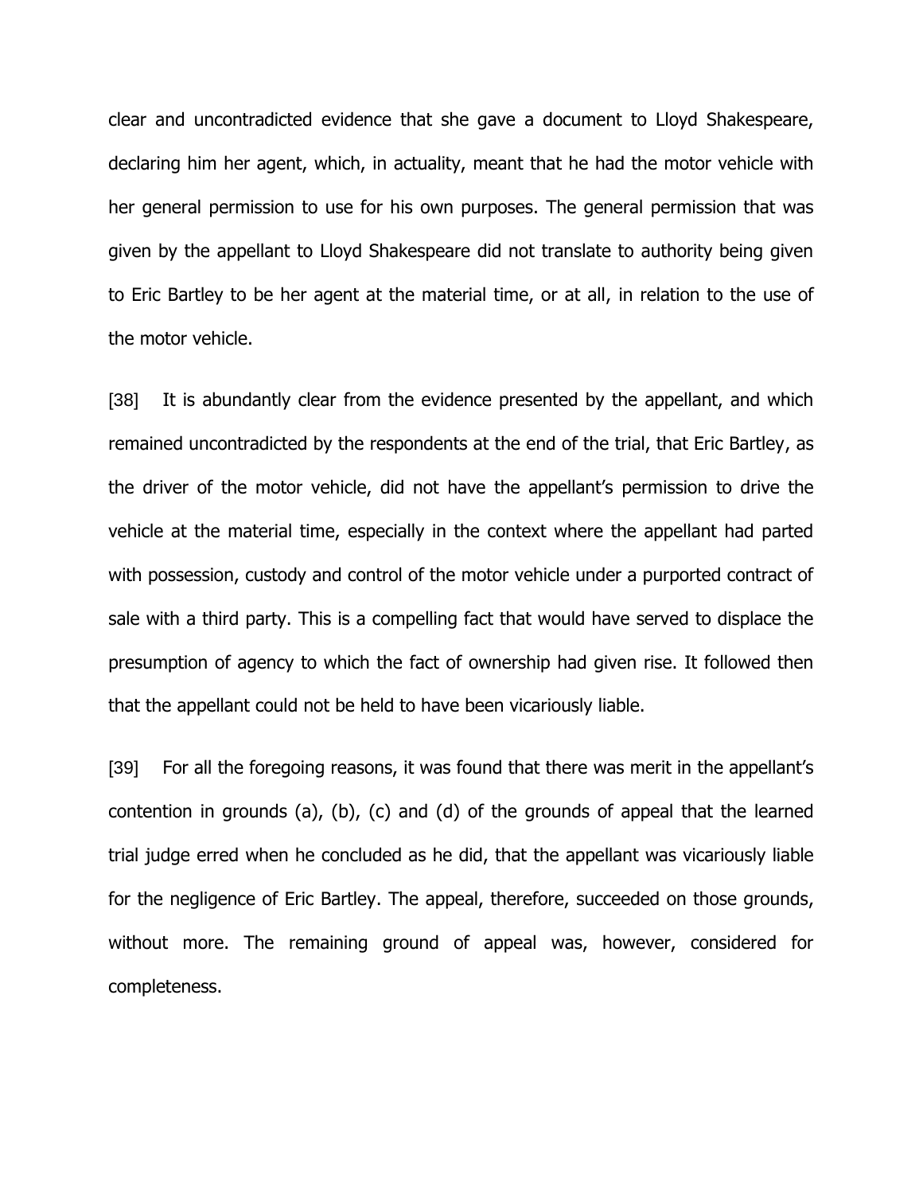clear and uncontradicted evidence that she gave a document to Lloyd Shakespeare, declaring him her agent, which, in actuality, meant that he had the motor vehicle with her general permission to use for his own purposes. The general permission that was given by the appellant to Lloyd Shakespeare did not translate to authority being given to Eric Bartley to be her agent at the material time, or at all, in relation to the use of the motor vehicle.

[38] It is abundantly clear from the evidence presented by the appellant, and which remained uncontradicted by the respondents at the end of the trial, that Eric Bartley, as the driver of the motor vehicle, did not have the appellant's permission to drive the vehicle at the material time, especially in the context where the appellant had parted with possession, custody and control of the motor vehicle under a purported contract of sale with a third party. This is a compelling fact that would have served to displace the presumption of agency to which the fact of ownership had given rise. It followed then that the appellant could not be held to have been vicariously liable.

[39] For all the foregoing reasons, it was found that there was merit in the appellant's contention in grounds (a), (b), (c) and (d) of the grounds of appeal that the learned trial judge erred when he concluded as he did, that the appellant was vicariously liable for the negligence of Eric Bartley. The appeal, therefore, succeeded on those grounds, without more. The remaining ground of appeal was, however, considered for completeness.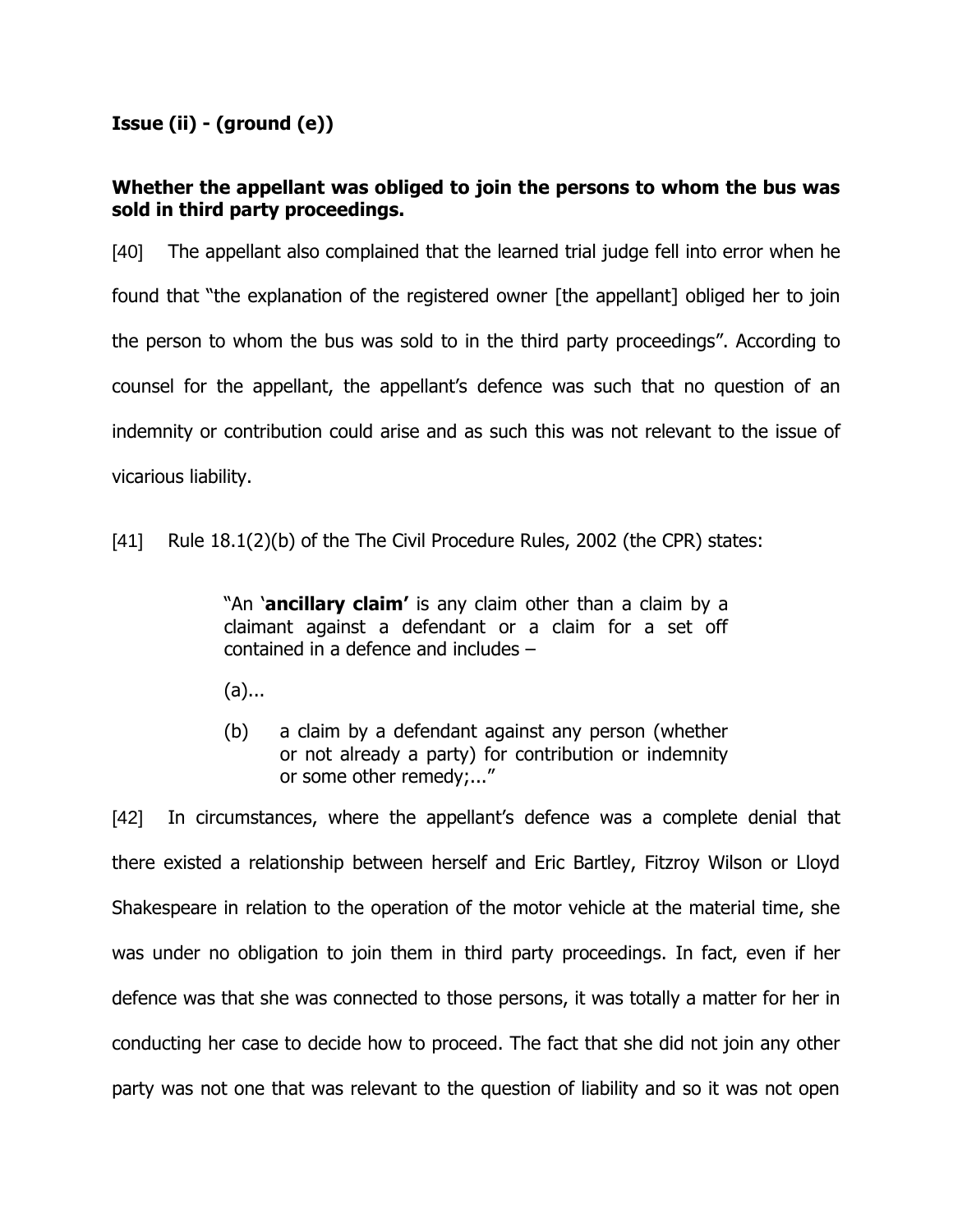**Issue (ii) - (ground (e))**

**Whether the appellant was obliged to join the persons to whom the bus was sold in third party proceedings.**

[40] The appellant also complained that the learned trial judge fell into error when he found that "the explanation of the registered owner [the appellant] obliged her to join the person to whom the bus was sold to in the third party proceedings". According to counsel for the appellant, the appellant's defence was such that no question of an indemnity or contribution could arise and as such this was not relevant to the issue of vicarious liability.

[41] Rule 18.1(2)(b) of the The Civil Procedure Rules, 2002 (the CPR) states:

> "An '**ancillary claim'** is any claim other than a claim by a claimant against a defendant or a claim for a set off contained in a defence and includes –
>
> (a)...
>
> (b) a claim by a defendant against any person (whether or not already a party) for contribution or indemnity or some other remedy;..."

[42] In circumstances, where the appellant's defence was a complete denial that there existed a relationship between herself and Eric Bartley, Fitzroy Wilson or Lloyd Shakespeare in relation to the operation of the motor vehicle at the material time, she was under no obligation to join them in third party proceedings. In fact, even if her defence was that she was connected to those persons, it was totally a matter for her in conducting her case to decide how to proceed. The fact that she did not join any other party was not one that was relevant to the question of liability and so it was not open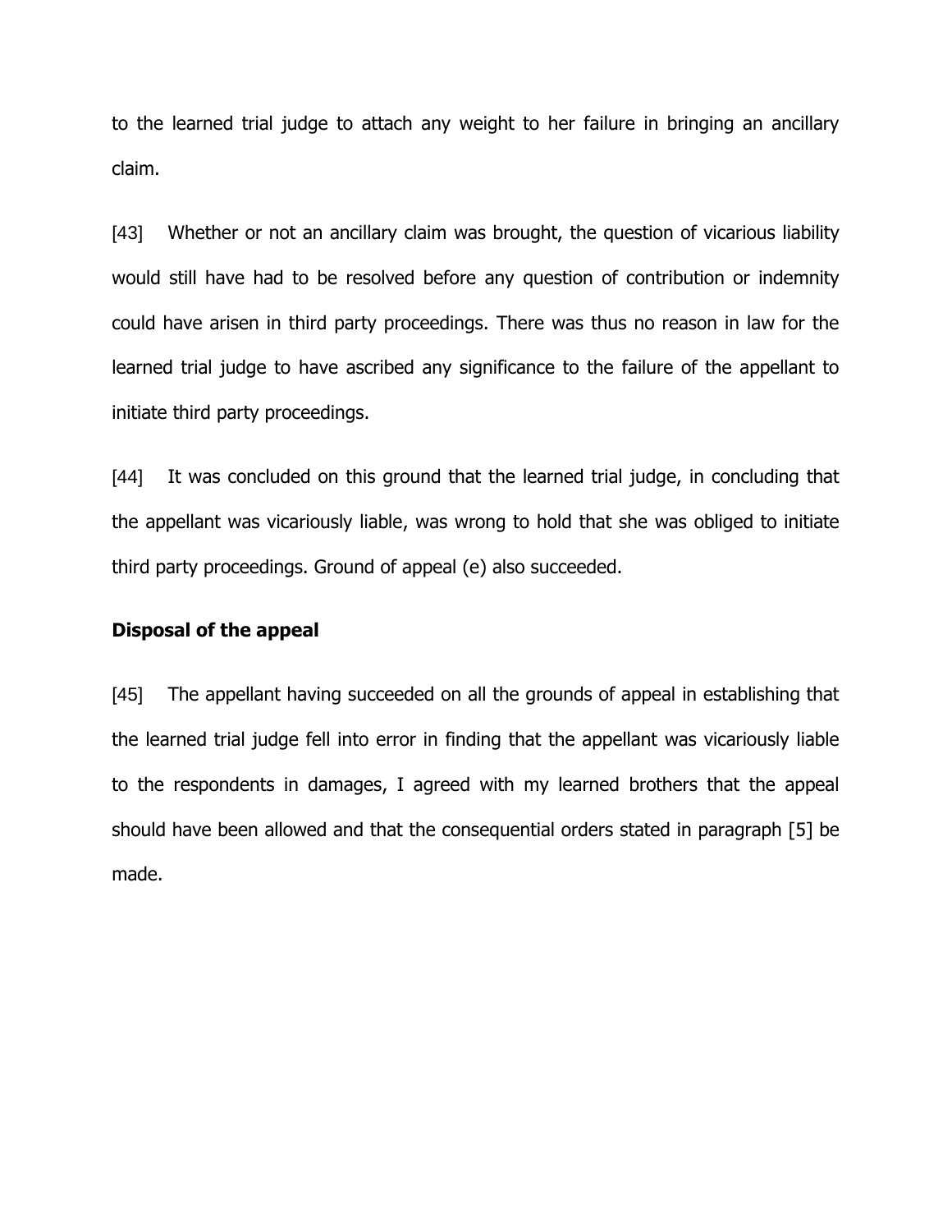to the learned trial judge to attach any weight to her failure in bringing an ancillary claim.

[43] Whether or not an ancillary claim was brought, the question of vicarious liability would still have had to be resolved before any question of contribution or indemnity could have arisen in third party proceedings. There was thus no reason in law for the learned trial judge to have ascribed any significance to the failure of the appellant to initiate third party proceedings.

[44] It was concluded on this ground that the learned trial judge, in concluding that the appellant was vicariously liable, was wrong to hold that she was obliged to initiate third party proceedings. Ground of appeal (e) also succeeded.

## Disposal of the appeal

[45] The appellant having succeeded on all the grounds of appeal in establishing that the learned trial judge fell into error in finding that the appellant was vicariously liable to the respondents in damages, I agreed with my learned brothers that the appeal should have been allowed and that the consequential orders stated in paragraph [5] be made.